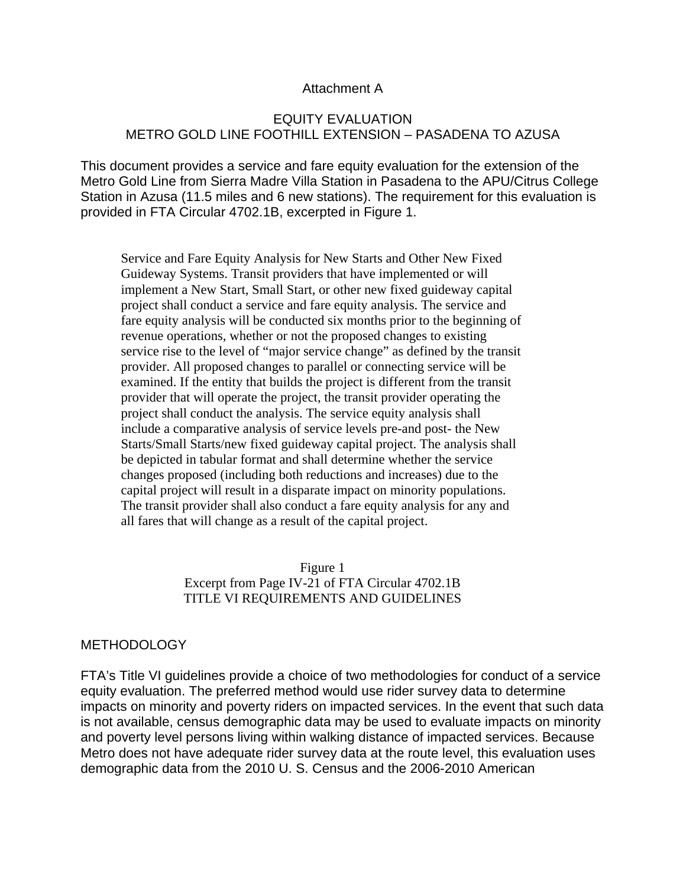Attachment A

# EQUITY EVALUATION
## METRO GOLD LINE FOOTHILL EXTENSION – PASADENA TO AZUSA

This document provides a service and fare equity evaluation for the extension of the Metro Gold Line from Sierra Madre Villa Station in Pasadena to the APU/Citrus College Station in Azusa (11.5 miles and 6 new stations). The requirement for this evaluation is provided in FTA Circular 4702.1B, excerpted in Figure 1.

> Service and Fare Equity Analysis for New Starts and Other New Fixed Guideway Systems. Transit providers that have implemented or will implement a New Start, Small Start, or other new fixed guideway capital project shall conduct a service and fare equity analysis. The service and fare equity analysis will be conducted six months prior to the beginning of revenue operations, whether or not the proposed changes to existing service rise to the level of "major service change" as defined by the transit provider. All proposed changes to parallel or connecting service will be examined. If the entity that builds the project is different from the transit provider that will operate the project, the transit provider operating the project shall conduct the analysis. The service equity analysis shall include a comparative analysis of service levels pre-and post- the New Starts/Small Starts/new fixed guideway capital project. The analysis shall be depicted in tabular format and shall determine whether the service changes proposed (including both reductions and increases) due to the capital project will result in a disparate impact on minority populations. The transit provider shall also conduct a fare equity analysis for any and all fares that will change as a result of the capital project.

Figure 1
Excerpt from Page IV-21 of FTA Circular 4702.1B
TITLE VI REQUIREMENTS AND GUIDELINES

## METHODOLOGY

FTA's Title VI guidelines provide a choice of two methodologies for conduct of a service equity evaluation. The preferred method would use rider survey data to determine impacts on minority and poverty riders on impacted services. In the event that such data is not available, census demographic data may be used to evaluate impacts on minority and poverty level persons living within walking distance of impacted services. Because Metro does not have adequate rider survey data at the route level, this evaluation uses demographic data from the 2010 U. S. Census and the 2006-2010 American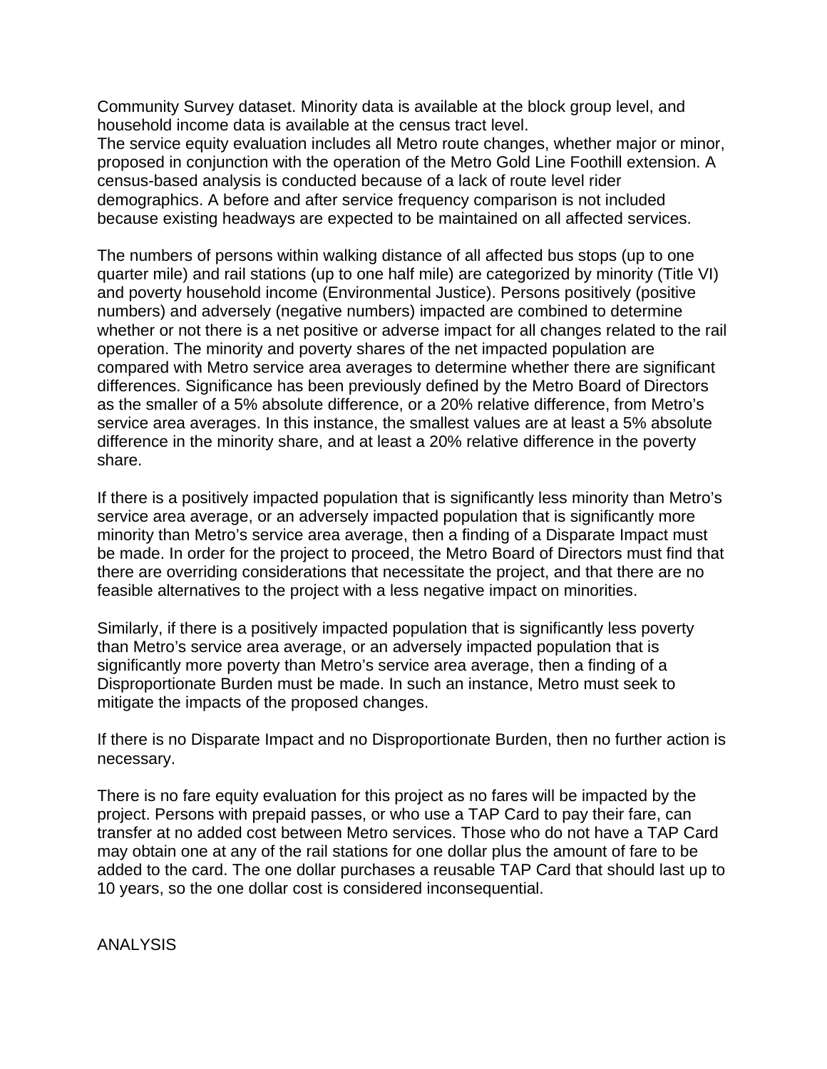Community Survey dataset. Minority data is available at the block group level, and household income data is available at the census tract level.
The service equity evaluation includes all Metro route changes, whether major or minor, proposed in conjunction with the operation of the Metro Gold Line Foothill extension. A census-based analysis is conducted because of a lack of route level rider demographics. A before and after service frequency comparison is not included because existing headways are expected to be maintained on all affected services.

The numbers of persons within walking distance of all affected bus stops (up to one quarter mile) and rail stations (up to one half mile) are categorized by minority (Title VI) and poverty household income (Environmental Justice). Persons positively (positive numbers) and adversely (negative numbers) impacted are combined to determine whether or not there is a net positive or adverse impact for all changes related to the rail operation. The minority and poverty shares of the net impacted population are compared with Metro service area averages to determine whether there are significant differences. Significance has been previously defined by the Metro Board of Directors as the smaller of a 5% absolute difference, or a 20% relative difference, from Metro's service area averages. In this instance, the smallest values are at least a 5% absolute difference in the minority share, and at least a 20% relative difference in the poverty share.

If there is a positively impacted population that is significantly less minority than Metro's service area average, or an adversely impacted population that is significantly more minority than Metro's service area average, then a finding of a Disparate Impact must be made. In order for the project to proceed, the Metro Board of Directors must find that there are overriding considerations that necessitate the project, and that there are no feasible alternatives to the project with a less negative impact on minorities.

Similarly, if there is a positively impacted population that is significantly less poverty than Metro's service area average, or an adversely impacted population that is significantly more poverty than Metro's service area average, then a finding of a Disproportionate Burden must be made. In such an instance, Metro must seek to mitigate the impacts of the proposed changes.

If there is no Disparate Impact and no Disproportionate Burden, then no further action is necessary.

There is no fare equity evaluation for this project as no fares will be impacted by the project. Persons with prepaid passes, or who use a TAP Card to pay their fare, can transfer at no added cost between Metro services. Those who do not have a TAP Card may obtain one at any of the rail stations for one dollar plus the amount of fare to be added to the card. The one dollar purchases a reusable TAP Card that should last up to 10 years, so the one dollar cost is considered inconsequential.

ANALYSIS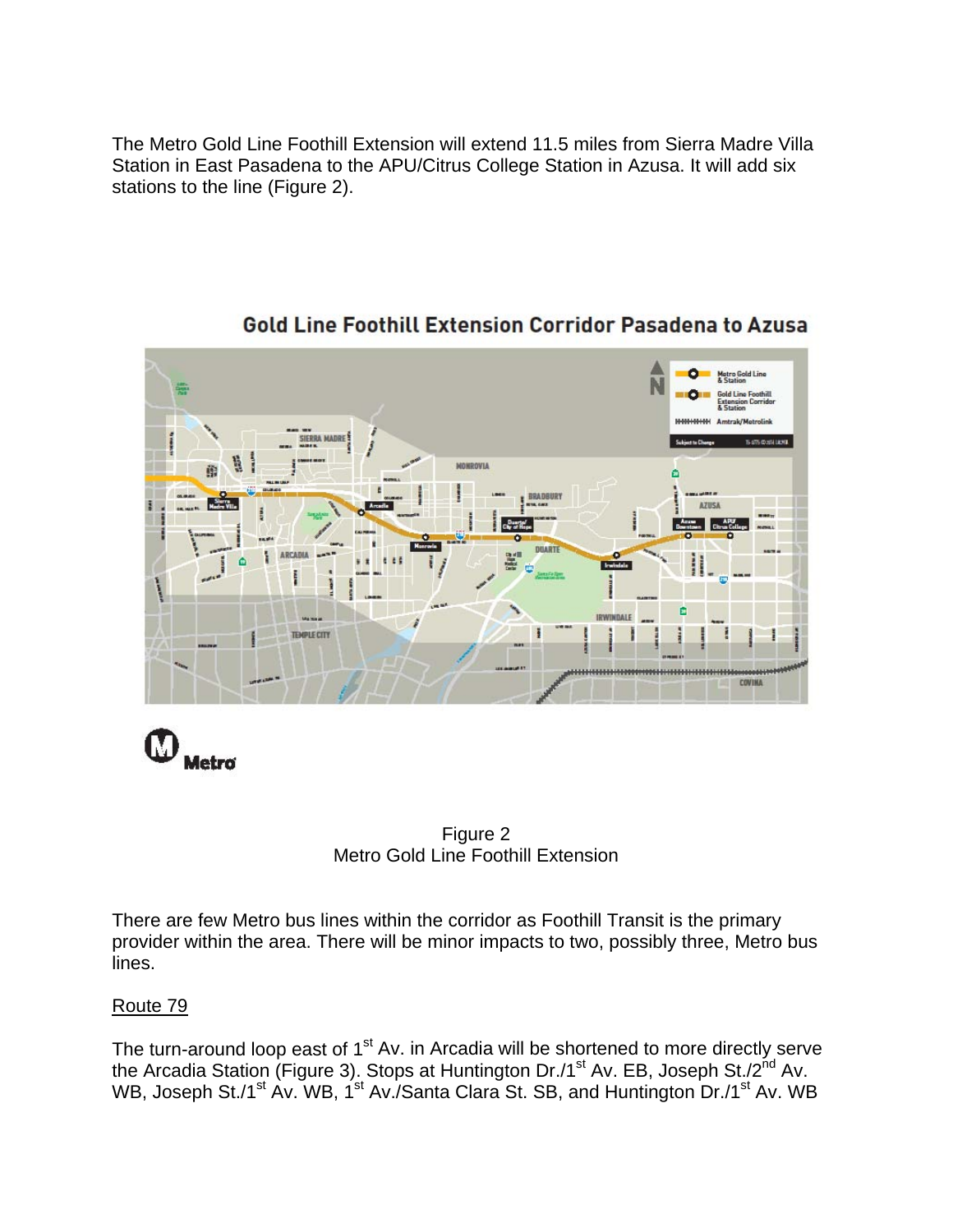The Metro Gold Line Foothill Extension will extend 11.5 miles from Sierra Madre Villa Station in East Pasadena to the APU/Citrus College Station in Azusa. It will add six stations to the line (Figure 2).

Figure 2
Metro Gold Line Foothill Extension

There are few Metro bus lines within the corridor as Foothill Transit is the primary provider within the area. There will be minor impacts to two, possibly three, Metro bus lines.

Route 79

The turn-around loop east of 1st Av. in Arcadia will be shortened to more directly serve the Arcadia Station (Figure 3). Stops at Huntington Dr./1st Av. EB, Joseph St./2nd Av. WB, Joseph St./1st Av. WB, 1st Av./Santa Clara St. SB, and Huntington Dr./1st Av. WB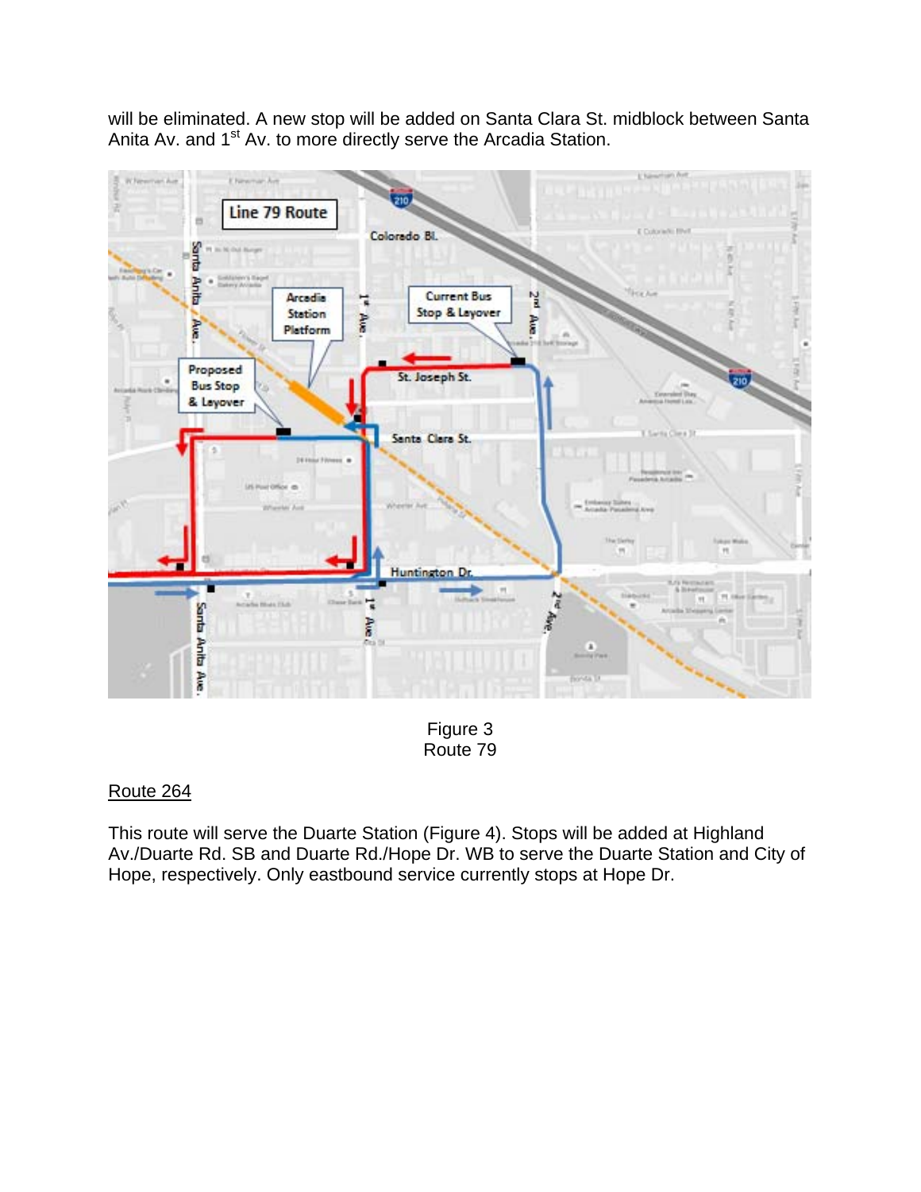will be eliminated. A new stop will be added on Santa Clara St. midblock between Santa Anita Av. and 1st Av. to more directly serve the Arcadia Station.

Figure 3
Route 79

Route 264

This route will serve the Duarte Station (Figure 4). Stops will be added at Highland Av./Duarte Rd. SB and Duarte Rd./Hope Dr. WB to serve the Duarte Station and City of Hope, respectively. Only eastbound service currently stops at Hope Dr.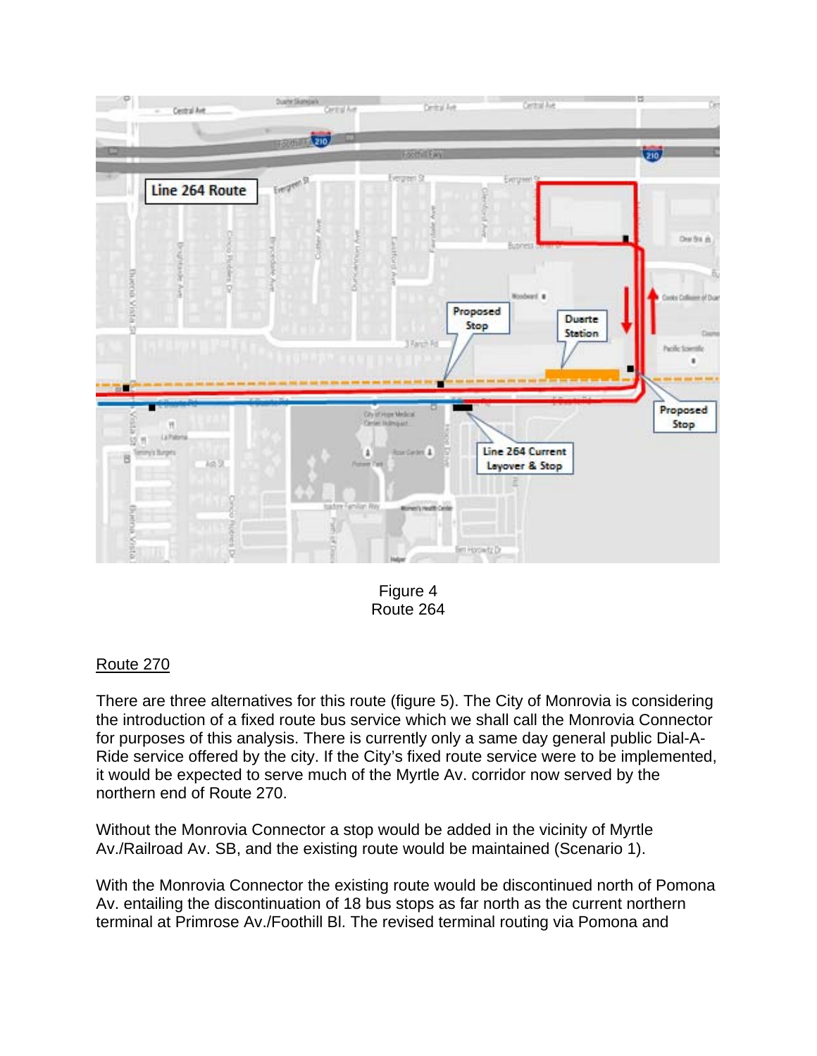Figure 4
Route 264

## Route 270

There are three alternatives for this route (figure 5). The City of Monrovia is considering the introduction of a fixed route bus service which we shall call the Monrovia Connector for purposes of this analysis. There is currently only a same day general public Dial-A-Ride service offered by the city. If the City's fixed route service were to be implemented, it would be expected to serve much of the Myrtle Av. corridor now served by the northern end of Route 270.

Without the Monrovia Connector a stop would be added in the vicinity of Myrtle Av./Railroad Av. SB, and the existing route would be maintained (Scenario 1).

With the Monrovia Connector the existing route would be discontinued north of Pomona Av. entailing the discontinuation of 18 bus stops as far north as the current northern terminal at Primrose Av./Foothill Bl. The revised terminal routing via Pomona and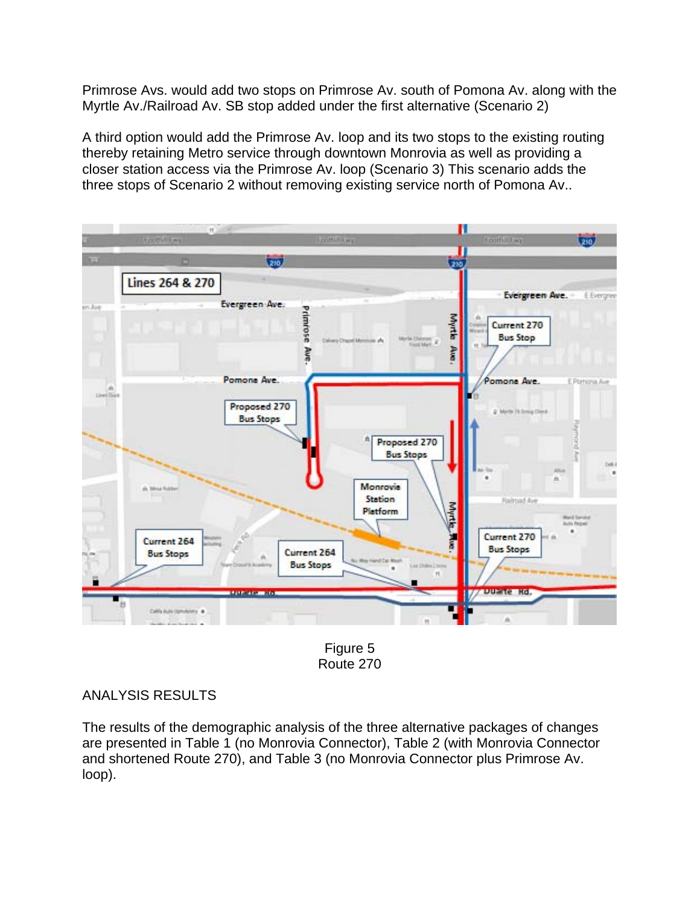Primrose Avs. would add two stops on Primrose Av. south of Pomona Av. along with the Myrtle Av./Railroad Av. SB stop added under the first alternative (Scenario 2)

A third option would add the Primrose Av. loop and its two stops to the existing routing thereby retaining Metro service through downtown Monrovia as well as providing a closer station access via the Primrose Av. loop (Scenario 3) This scenario adds the three stops of Scenario 2 without removing existing service north of Pomona Av..

Figure 5
Route 270

ANALYSIS RESULTS

The results of the demographic analysis of the three alternative packages of changes are presented in Table 1 (no Monrovia Connector), Table 2 (with Monrovia Connector and shortened Route 270), and Table 3 (no Monrovia Connector plus Primrose Av. loop).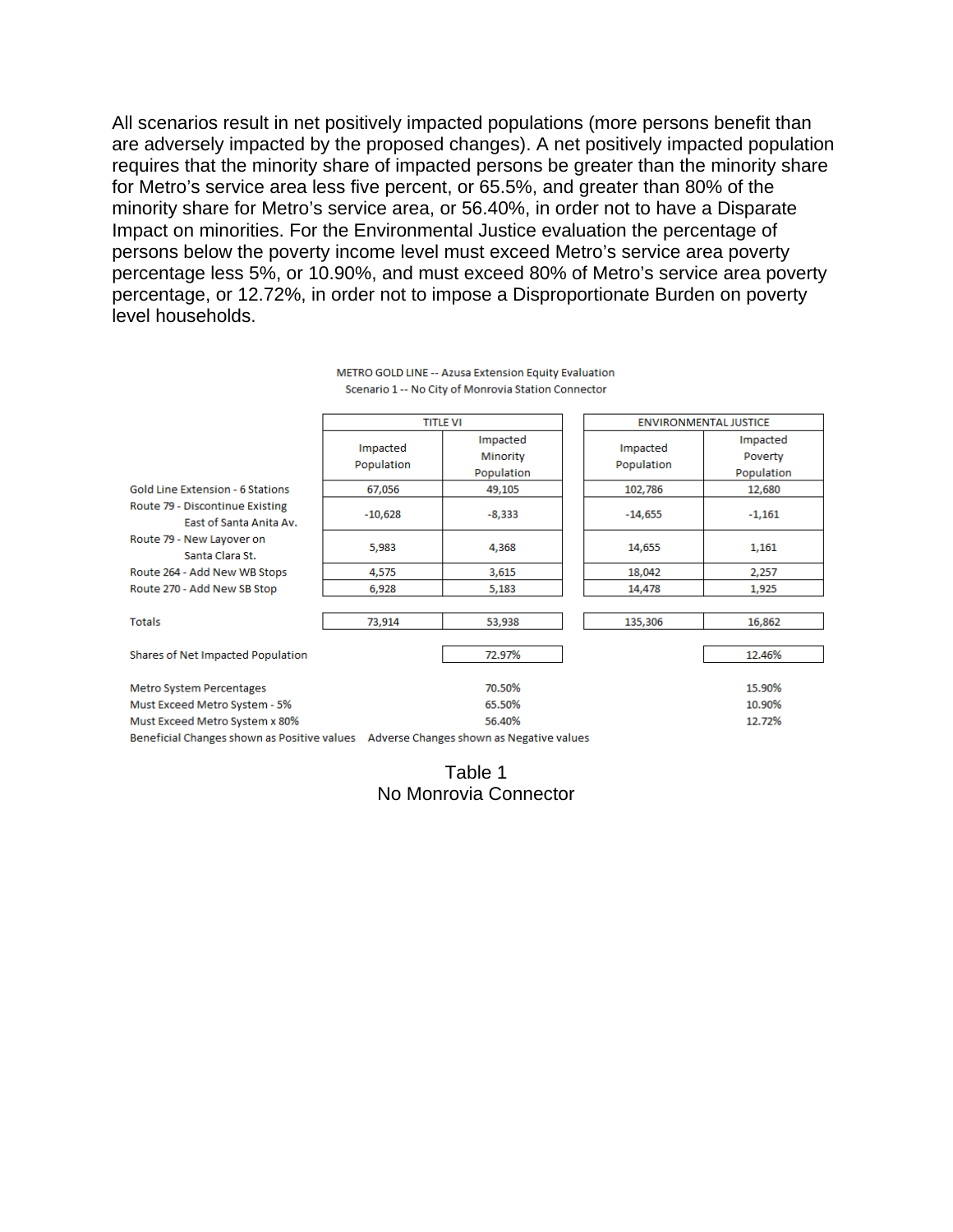All scenarios result in net positively impacted populations (more persons benefit than are adversely impacted by the proposed changes). A net positively impacted population requires that the minority share of impacted persons be greater than the minority share for Metro's service area less five percent, or 65.5%, and greater than 80% of the minority share for Metro's service area, or 56.40%, in order not to have a Disparate Impact on minorities. For the Environmental Justice evaluation the percentage of persons below the poverty income level must exceed Metro's service area poverty percentage less 5%, or 10.90%, and must exceed 80% of Metro's service area poverty percentage, or 12.72%, in order not to impose a Disproportionate Burden on poverty level households.

METRO GOLD LINE -- Azusa Extension Equity Evaluation
Scenario 1 -- No City of Monrovia Station Connector

| | TITLE VI | | ENVIRONMENTAL JUSTICE | |
|---|---|---|---|---|
| | Impacted Population | Impacted Minority Population | Impacted Population | Impacted Poverty Population |
| Gold Line Extension - 6 Stations | 67,056 | 49,105 | 102,786 | 12,680 |
| Route 79 - Discontinue Existing East of Santa Anita Av. | -10,628 | -8,333 | -14,655 | -1,161 |
| Route 79 - New Layover on Santa Clara St. | 5,983 | 4,368 | 14,655 | 1,161 |
| Route 264 - Add New WB Stops | 4,575 | 3,615 | 18,042 | 2,257 |
| Route 270 - Add New SB Stop | 6,928 | 5,183 | 14,478 | 1,925 |
| Totals | 73,914 | 53,938 | 135,306 | 16,862 |
| Shares of Net Impacted Population | | 72.97% | | 12.46% |
| Metro System Percentages | | 70.50% | | 15.90% |
| Must Exceed Metro System - 5% | | 65.50% | | 10.90% |
| Must Exceed Metro System x 80% | | 56.40% | | 12.72% |

Beneficial Changes shown as Positive values Adverse Changes shown as Negative values

Table 1
No Monrovia Connector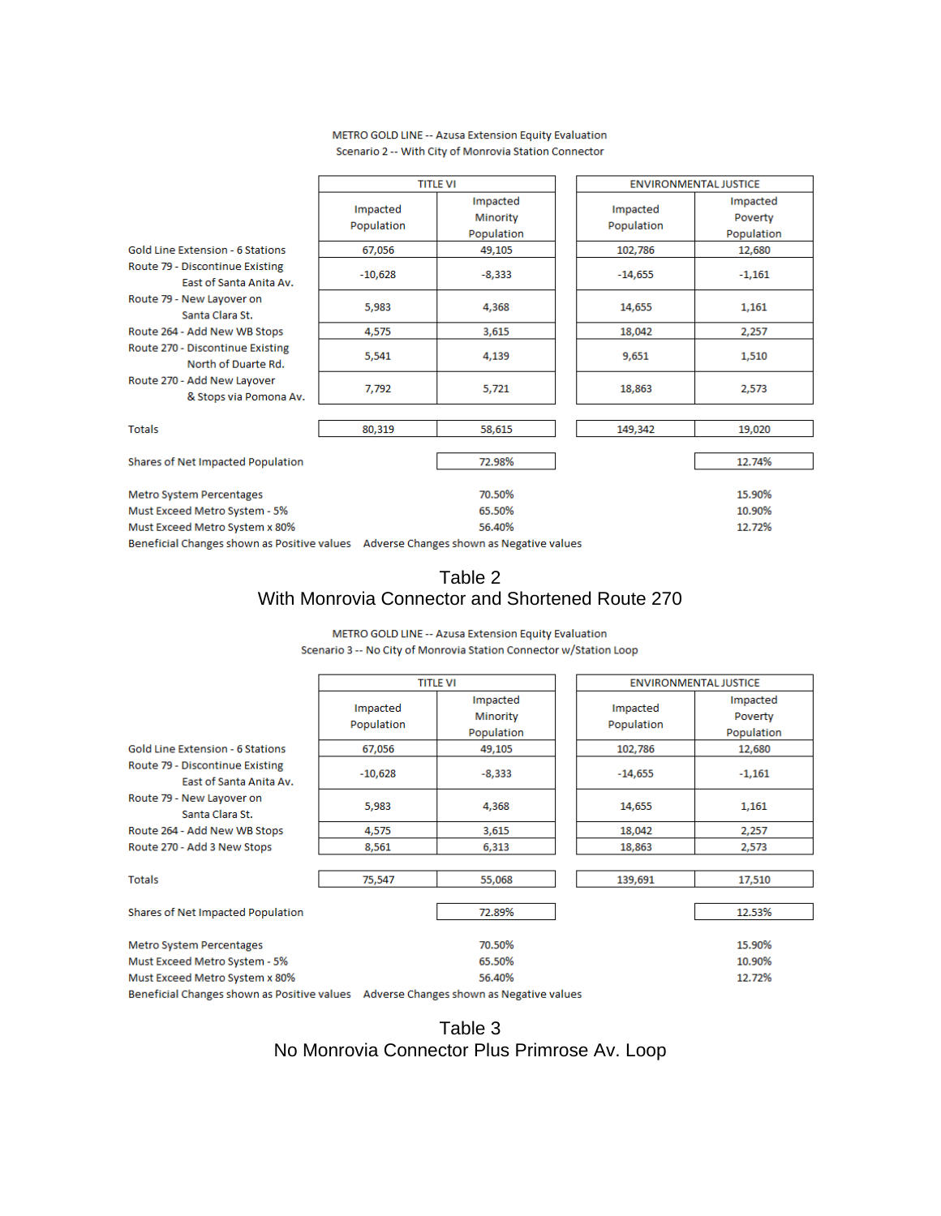METRO GOLD LINE -- Azusa Extension Equity Evaluation
Scenario 2 -- With City of Monrovia Station Connector

| | TITLE VI | | ENVIRONMENTAL JUSTICE | |
|---|---|---|---|---|
| | Impacted Population | Impacted Minority Population | Impacted Population | Impacted Poverty Population |
| Gold Line Extension - 6 Stations | 67,056 | 49,105 | 102,786 | 12,680 |
| Route 79 - Discontinue Existing East of Santa Anita Av. | -10,628 | -8,333 | -14,655 | -1,161 |
| Route 79 - New Layover on Santa Clara St. | 5,983 | 4,368 | 14,655 | 1,161 |
| Route 264 - Add New WB Stops | 4,575 | 3,615 | 18,042 | 2,257 |
| Route 270 - Discontinue Existing North of Duarte Rd. | 5,541 | 4,139 | 9,651 | 1,510 |
| Route 270 - Add New Layover & Stops via Pomona Av. | 7,792 | 5,721 | 18,863 | 2,573 |
| Totals | 80,319 | 58,615 | 149,342 | 19,020 |
| Shares of Net Impacted Population | | 72.98% | | 12.74% |
| Metro System Percentages | | 70.50% | | 15.90% |
| Must Exceed Metro System - 5% | | 65.50% | | 10.90% |
| Must Exceed Metro System x 80% | | 56.40% | | 12.72% |

Beneficial Changes shown as Positive values Adverse Changes shown as Negative values

## Table 2
## With Monrovia Connector and Shortened Route 270

METRO GOLD LINE -- Azusa Extension Equity Evaluation
Scenario 3 -- No City of Monrovia Station Connector w/Station Loop

| | TITLE VI | | ENVIRONMENTAL JUSTICE | |
|---|---|---|---|---|
| | Impacted Population | Impacted Minority Population | Impacted Population | Impacted Poverty Population |
| Gold Line Extension - 6 Stations | 67,056 | 49,105 | 102,786 | 12,680 |
| Route 79 - Discontinue Existing East of Santa Anita Av. | -10,628 | -8,333 | -14,655 | -1,161 |
| Route 79 - New Layover on Santa Clara St. | 5,983 | 4,368 | 14,655 | 1,161 |
| Route 264 - Add New WB Stops | 4,575 | 3,615 | 18,042 | 2,257 |
| Route 270 - Add 3 New Stops | 8,561 | 6,313 | 18,863 | 2,573 |
| Totals | 75,547 | 55,068 | 139,691 | 17,510 |
| Shares of Net Impacted Population | | 72.89% | | 12.53% |
| Metro System Percentages | | 70.50% | | 15.90% |
| Must Exceed Metro System - 5% | | 65.50% | | 10.90% |
| Must Exceed Metro System x 80% | | 56.40% | | 12.72% |

Beneficial Changes shown as Positive values Adverse Changes shown as Negative values

## Table 3
## No Monrovia Connector Plus Primrose Av. Loop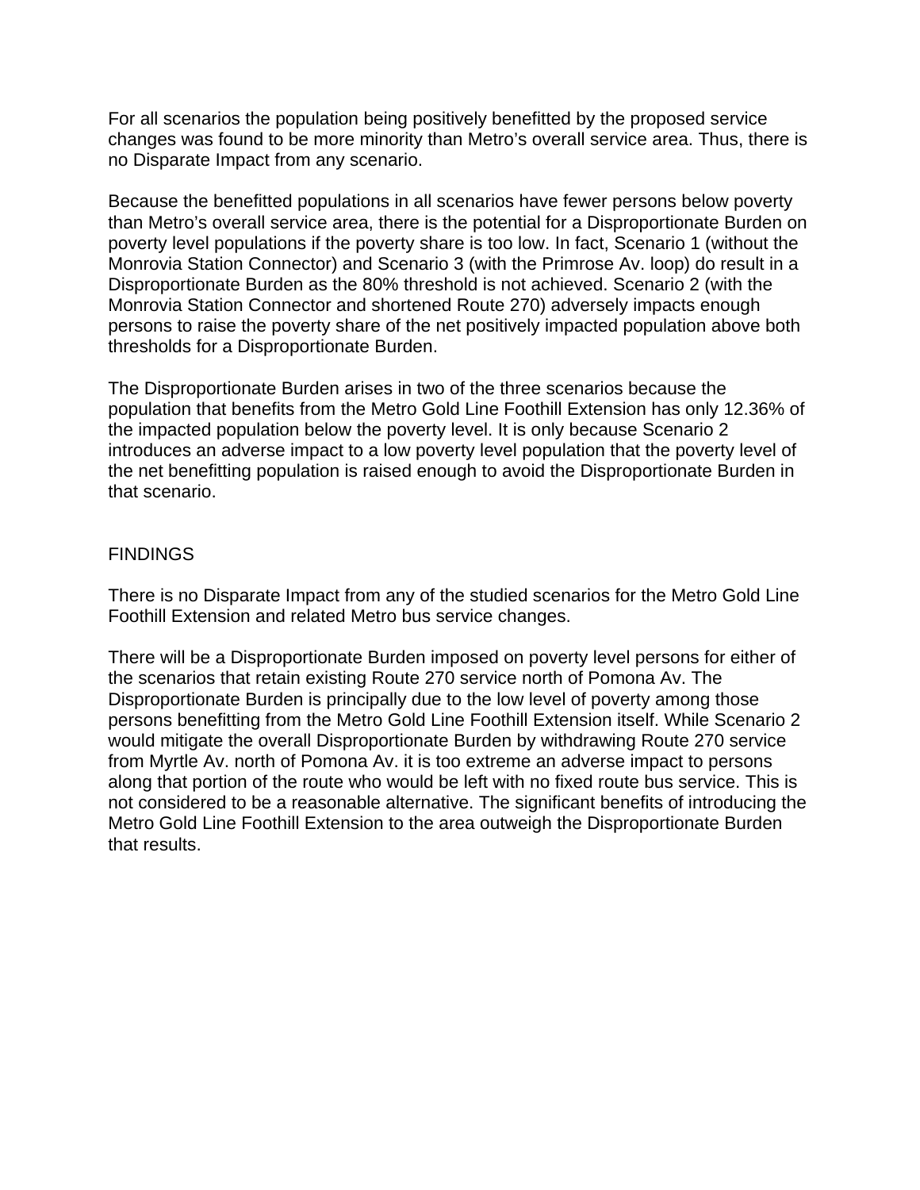For all scenarios the population being positively benefitted by the proposed service changes was found to be more minority than Metro's overall service area. Thus, there is no Disparate Impact from any scenario.

Because the benefitted populations in all scenarios have fewer persons below poverty than Metro's overall service area, there is the potential for a Disproportionate Burden on poverty level populations if the poverty share is too low. In fact, Scenario 1 (without the Monrovia Station Connector) and Scenario 3 (with the Primrose Av. loop) do result in a Disproportionate Burden as the 80% threshold is not achieved. Scenario 2 (with the Monrovia Station Connector and shortened Route 270) adversely impacts enough persons to raise the poverty share of the net positively impacted population above both thresholds for a Disproportionate Burden.

The Disproportionate Burden arises in two of the three scenarios because the population that benefits from the Metro Gold Line Foothill Extension has only 12.36% of the impacted population below the poverty level. It is only because Scenario 2 introduces an adverse impact to a low poverty level population that the poverty level of the net benefitting population is raised enough to avoid the Disproportionate Burden in that scenario.

## FINDINGS

There is no Disparate Impact from any of the studied scenarios for the Metro Gold Line Foothill Extension and related Metro bus service changes.

There will be a Disproportionate Burden imposed on poverty level persons for either of the scenarios that retain existing Route 270 service north of Pomona Av. The Disproportionate Burden is principally due to the low level of poverty among those persons benefitting from the Metro Gold Line Foothill Extension itself. While Scenario 2 would mitigate the overall Disproportionate Burden by withdrawing Route 270 service from Myrtle Av. north of Pomona Av. it is too extreme an adverse impact to persons along that portion of the route who would be left with no fixed route bus service. This is not considered to be a reasonable alternative. The significant benefits of introducing the Metro Gold Line Foothill Extension to the area outweigh the Disproportionate Burden that results.